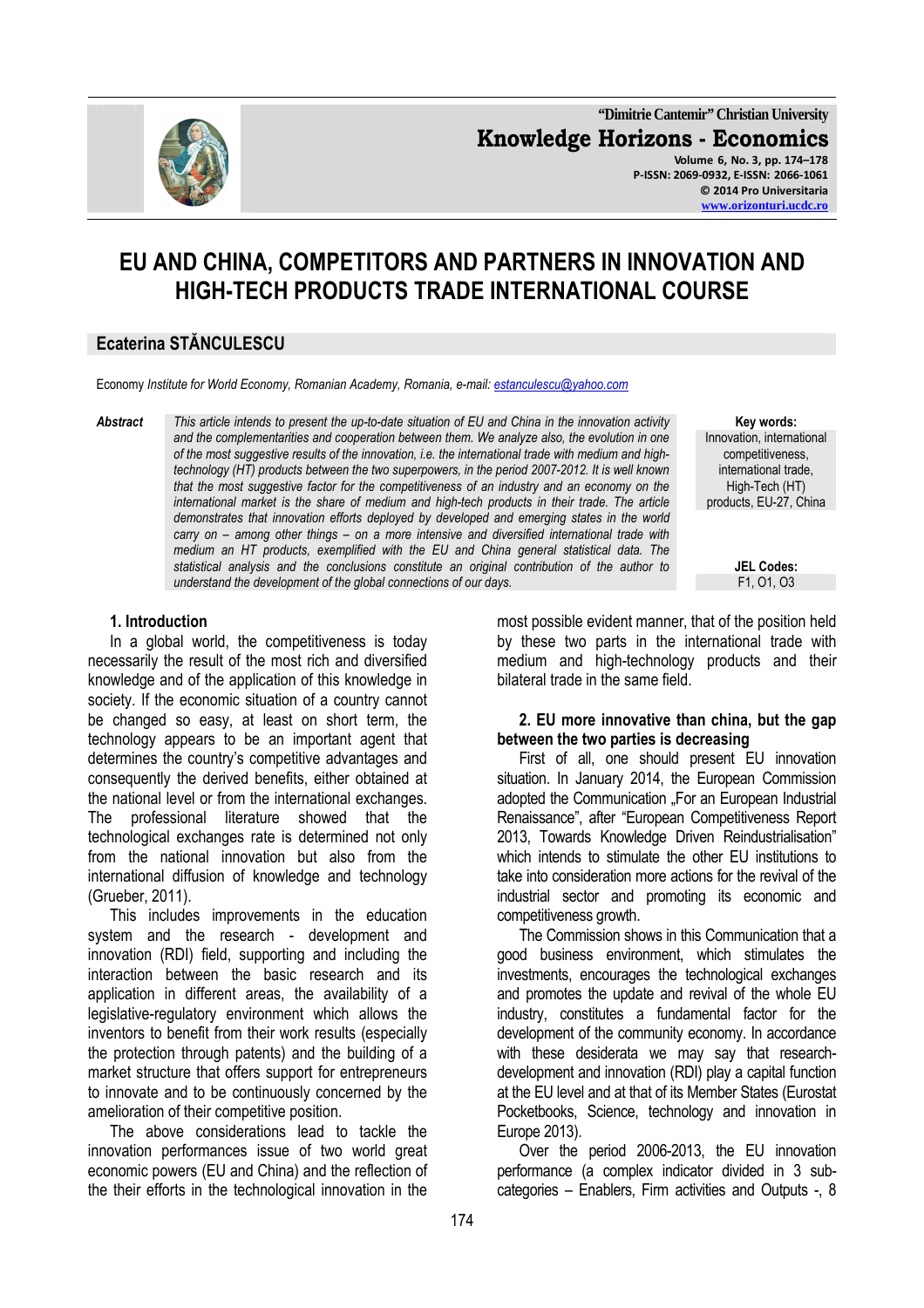# EU AND CHINA, COMPETITORS AND PARTNERS IN INNOVATION AND HIGH-TECH PRODUCTS TRADE INTERNATIONAL COURSE

## Ecaterina STĂNCULESCU

Economy *Institute for World Economy, Romanian Academy, Romania, e-mail: estanculescu@yahoo.com*

**Abstract** *This article intends to present the up-to-date situation of EU and China in the innovation activity and the complementarities and cooperation between them. We analyze also, the evolution in one of the most suggestive results of the innovation, i.e. the international trade with medium and high-technology (HT) products between the two superpowers, in the period 2007-2012. It is well known that the most suggestive factor for the competitiveness of an industry and an economy on the international market is the share of medium and high-tech products in their trade. The article demonstrates that innovation efforts deployed by developed and emerging states in the world carry on – among other things – on a more intensive and diversified international trade with medium an HT products, exemplified with the EU and China general statistical data. The statistical analysis and the conclusions constitute an original contribution of the author to understand the development of the global connections of our days.*

**Key words:** Innovation, international competitiveness, international trade, High-Tech (HT) products, EU-27, China

**JEL Codes:** F1, O1, O3

### 1. Introduction

In a global world, the competitiveness is today necessarily the result of the most rich and diversified knowledge and of the application of this knowledge in society. If the economic situation of a country cannot be changed so easy, at least on short term, the technology appears to be an important agent that determines the country's competitive advantages and consequently the derived benefits, either obtained at the national level or from the international exchanges. The professional literature showed that the technological exchanges rate is determined not only from the national innovation but also from the international diffusion of knowledge and technology (Grueber, 2011).

This includes improvements in the education system and the research - development and innovation (RDI) field, supporting and including the interaction between the basic research and its application in different areas, the availability of a legislative-regulatory environment which allows the inventors to benefit from their work results (especially the protection through patents) and the building of a market structure that offers support for entrepreneurs to innovate and to be continuously concerned by the amelioration of their competitive position.

The above considerations lead to tackle the innovation performances issue of two world great economic powers (EU and China) and the reflection of the their efforts in the technological innovation in the most possible evident manner, that of the position held by these two parts in the international trade with medium and high-technology products and their bilateral trade in the same field.

### 2. EU more innovative than china, but the gap between the two parties is decreasing

First of all, one should present EU innovation situation. In January 2014, the European Commission adopted the Communication „For an European Industrial Renaissance", after "European Competitiveness Report 2013, Towards Knowledge Driven Reindustrialisation" which intends to stimulate the other EU institutions to take into consideration more actions for the revival of the industrial sector and promoting its economic and competitiveness growth.

The Commission shows in this Communication that a good business environment, which stimulates the investments, encourages the technological exchanges and promotes the update and revival of the whole EU industry, constitutes a fundamental factor for the development of the community economy. In accordance with these desiderata we may say that research-development and innovation (RDI) play a capital function at the EU level and at that of its Member States (Eurostat Pocketbooks, Science, technology and innovation in Europe 2013).

Over the period 2006-2013, the EU innovation performance (a complex indicator divided in 3 sub-categories – Enablers, Firm activities and Outputs -, 8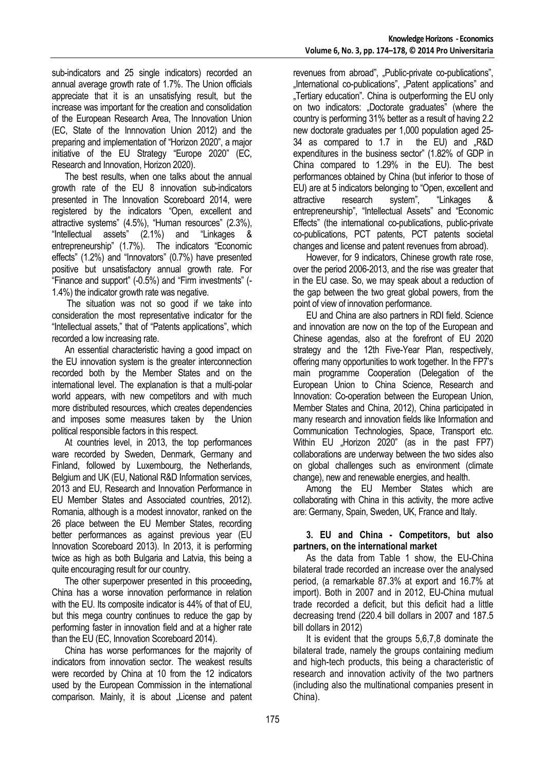sub-indicators and 25 single indicators) recorded an annual average growth rate of 1.7%. The Union officials appreciate that it is an unsatisfying result, but the increase was important for the creation and consolidation of the European Research Area, The Innovation Union (EC, State of the Innnovation Union 2012) and the preparing and implementation of "Horizon 2020", a major initiative of the EU Strategy "Europe 2020" (EC, Research and Innovation, Horizon 2020).

The best results, when one talks about the annual growth rate of the EU 8 innovation sub-indicators presented in The Innovation Scoreboard 2014, were registered by the indicators "Open, excellent and attractive systems" (4.5%), "Human resources" (2.3%), "Intellectual assets" (2.1%) and "Linkages & entrepreneurship" (1.7%). The indicators "Economic effects" (1.2%) and "Innovators" (0.7%) have presented positive but unsatisfactory annual growth rate. For "Finance and support" (-0.5%) and "Firm investments" (-1.4%) the indicator growth rate was negative.

The situation was not so good if we take into consideration the most representative indicator for the "Intellectual assets," that of "Patents applications", which recorded a low increasing rate.

An essential characteristic having a good impact on the EU innovation system is the greater interconnection recorded both by the Member States and on the international level. The explanation is that a multi-polar world appears, with new competitors and with much more distributed resources, which creates dependencies and imposes some measures taken by the Union political responsible factors in this respect.

At countries level, in 2013, the top performances ware recorded by Sweden, Denmark, Germany and Finland, followed by Luxembourg, the Netherlands, Belgium and UK (EU, National R&D Information services, 2013 and EU, Research and Innovation Performance in EU Member States and Associated countries, 2012). Romania, although is a modest innovator, ranked on the 26 place between the EU Member States, recording better performances as against previous year (EU Innovation Scoreboard 2013). In 2013, it is performing twice as high as both Bulgaria and Latvia, this being a quite encouraging result for our country.

The other superpower presented in this proceeding**,** China has a worse innovation performance in relation with the EU. Its composite indicator is 44% of that of EU, but this mega country continues to reduce the gap by performing faster in innovation field and at a higher rate than the EU (EC, Innovation Scoreboard 2014).

China has worse performances for the majority of indicators from innovation sector. The weakest results were recorded by China at 10 from the 12 indicators used by the European Commission in the international comparison. Mainly, it is about „License and patent revenues from abroad", „Public-private co-publications", „International co-publications", „Patent applications" and „Tertiary education". China is outperforming the EU only on two indicators: „Doctorate graduates" (where the country is performing 31% better as a result of having 2.2 new doctorate graduates per 1,000 population aged 25-34 as compared to 1.7 in the EU) and „R&D expenditures in the business sector" (1.82% of GDP in China compared to 1.29% in the EU). The best performances obtained by China (but inferior to those of EU) are at 5 indicators belonging to "Open, excellent and attractive research system", "Linkages & entrepreneurship", "Intellectual Assets" and "Economic Effects" (the international co-publications, public-private co-publications, PCT patents, PCT patents societal changes and license and patent revenues from abroad).

However, for 9 indicators, Chinese growth rate rose, over the period 2006-2013, and the rise was greater that in the EU case. So, we may speak about a reduction of the gap between the two great global powers, from the point of view of innovation performance.

EU and China are also partners in RDI field. Science and innovation are now on the top of the European and Chinese agendas, also at the forefront of EU 2020 strategy and the 12th Five-Year Plan, respectively, offering many opportunities to work together. In the FP7's main programme Cooperation (Delegation of the European Union to China Science, Research and Innovation: Co-operation between the European Union, Member States and China, 2012), China participated in many research and innovation fields like Information and Communication Technologies, Space, Transport etc. Within EU „Horizon 2020" (as in the past FP7) collaborations are underway between the two sides also on global challenges such as environment (climate change), new and renewable energies, and health.

Among the EU Member States which are collaborating with China in this activity, the more active are: Germany, Spain, Sweden, UK, France and Italy.

### 3. EU and China - Competitors, but also partners, on the international market

As the data from Table 1 show, the EU-China bilateral trade recorded an increase over the analysed period, (a remarkable 87.3% at export and 16.7% at import). Both in 2007 and in 2012, EU-China mutual trade recorded a deficit, but this deficit had a little decreasing trend (220.4 bill dollars in 2007 and 187.5 bill dollars in 2012)

It is evident that the groups 5,6,7,8 dominate the bilateral trade, namely the groups containing medium and high-tech products, this being a characteristic of research and innovation activity of the two partners (including also the multinational companies present in China).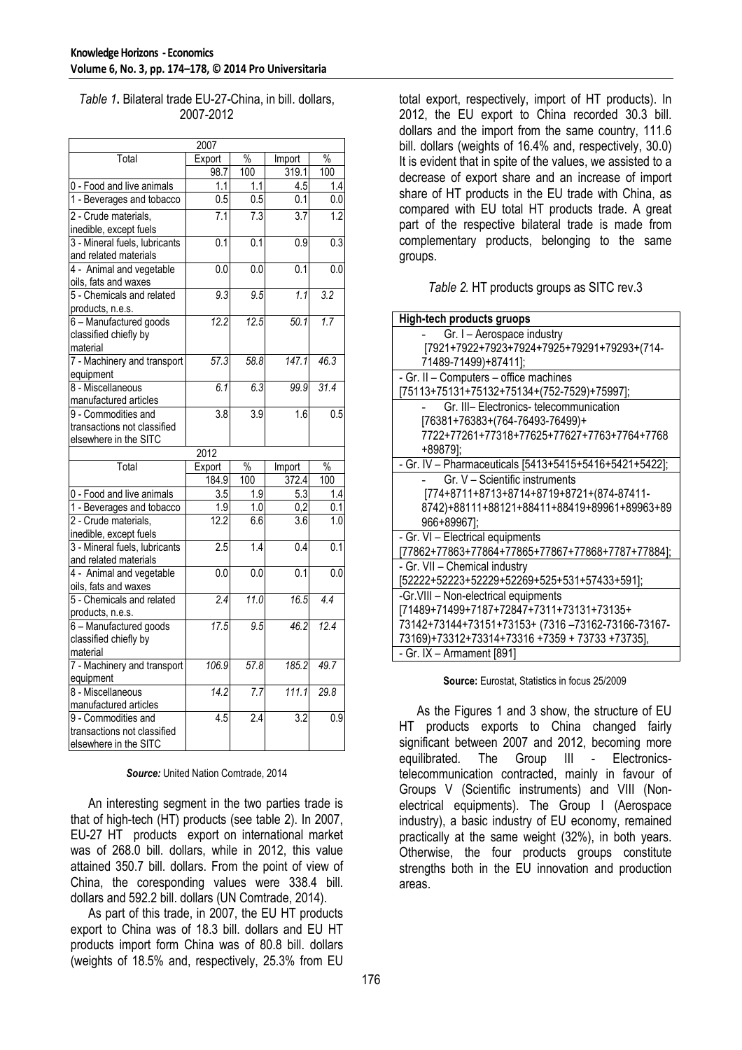*Table 1***.** Bilateral trade EU-27-China, in bill. dollars, 2007-2012

| 2007 | | | | |
|---|---|---|---|---|
| Total | Export | % | Import | % |
| | 98.7 | 100 | 319.1 | 100 |
| 0 - Food and live animals | 1.1 | 1.1 | 4.5 | 1.4 |
| 1 - Beverages and tobacco | 0.5 | 0.5 | 0.1 | 0.0 |
| 2 - Crude materials, inedible, except fuels | 7.1 | 7.3 | 3.7 | 1.2 |
| 3 - Mineral fuels, lubricants and related materials | 0.1 | 0.1 | 0.9 | 0.3 |
| 4 - Animal and vegetable oils, fats and waxes | 0.0 | 0.0 | 0.1 | 0.0 |
| 5 - Chemicals and related products, n.e.s. | *9.3* | *9.5* | *1.1* | *3.2* |
| 6 – Manufactured goods classified chiefly by material | *12.2* | *12.5* | *50.1* | *1.7* |
| 7 - Machinery and transport equipment | *57.3* | *58.8* | *147.1* | *46.3* |
| 8 - Miscellaneous manufactured articles | *6.1* | *6.3* | *99.9* | *31.4* |
| 9 - Commodities and transactions not classified elsewhere in the SITC | 3.8 | 3.9 | 1.6 | 0.5 |
| **2012** | | | | |
| Total | Export | % | Import | % |
| | 184.9 | 100 | 372.4 | 100 |
| 0 - Food and live animals | 3.5 | 1.9 | 5.3 | 1.4 |
| 1 - Beverages and tobacco | 1.9 | 1.0 | 0,2 | 0.1 |
| 2 - Crude materials, inedible, except fuels | 12.2 | 6.6 | 3.6 | 1.0 |
| 3 - Mineral fuels, lubricants and related materials | 2.5 | 1.4 | 0.4 | 0.1 |
| 4 - Animal and vegetable oils, fats and waxes | 0.0 | 0.0 | 0.1 | 0.0 |
| 5 - Chemicals and related products, n.e.s. | *2.4* | *11.0* | *16.5* | *4.4* |
| 6 – Manufactured goods classified chiefly by material | *17.5* | *9.5* | *46.2* | *12.4* |
| 7 - Machinery and transport equipment | *106.9* | *57.8* | *185.2* | *49.7* |
| 8 - Miscellaneous manufactured articles | *14.2* | *7.7* | *111.1* | *29.8* |
| 9 - Commodities and transactions not classified elsewhere in the SITC | 4.5 | 2.4 | 3.2 | 0.9 |

***Source:*** United Nation Comtrade, 2014

An interesting segment in the two parties trade is that of high-tech (HT) products (see table 2). In 2007, EU-27 HT products export on international market was of 268.0 bill. dollars, while in 2012, this value attained 350.7 bill. dollars. From the point of view of China, the coresponding values were 338.4 bill. dollars and 592.2 bill. dollars (UN Comtrade, 2014).

As part of this trade, in 2007, the EU HT products export to China was of 18.3 bill. dollars and EU HT products import form China was of 80.8 bill. dollars (weights of 18.5% and, respectively, 25.3% from EU total export, respectively, import of HT products). In 2012, the EU export to China recorded 30.3 bill. dollars and the import from the same country, 111.6 bill. dollars (weights of 16.4% and, respectively, 30.0) It is evident that in spite of the values, we assisted to a decrease of export share and an increase of import share of HT products in the EU trade with China, as compared with EU total HT products trade. A great part of the respective bilateral trade is made from complementary products, belonging to the same groups.

*Table 2.* HT products groups as SITC rev.3

| **High-tech products gruops** |
|---|
| - Gr. I – Aerospace industry [7921+7922+7923+7924+7925+79291+79293+(714-71489-71499)+87411]; |
| - Gr. II – Computers – office machines [75113+75131+75132+75134+(752-7529)+75997]; |
| - Gr. III– Electronics- telecommunication [76381+76383+(764-76493-76499)+ 7722+77261+77318+77625+77627+7763+7764+7768 +89879]; |
| - Gr. IV – Pharmaceuticals [5413+5415+5416+5421+5422]; |
| - Gr. V – Scientific instruments [774+8711+8713+8714+8719+8721+(874-87411-8742)+88111+88121+88411+88419+89961+89963+89 966+89967]; |
| - Gr. VI – Electrical equipments [77862+77863+77864+77865+77867+77868+7787+77884]; |
| - Gr. VII – Chemical industry [52222+52223+52229+52269+525+531+57433+591]; |
| -Gr.VIII – Non-electrical equipments [71489+71499+7187+72847+7311+73131+73135+ 73142+73144+73151+73153+ (7316 –73162-73166-73167-73169)+73312+73314+73316 +7359 + 73733 +73735], |
| - Gr. IX – Armament [891] |

**Source:** Eurostat, Statistics in focus 25/2009

As the Figures 1 and 3 show, the structure of EU HT products exports to China changed fairly significant between 2007 and 2012, becoming more equilibrated. The Group III - Electronics-telecommunication contracted, mainly in favour of Groups V (Scientific instruments) and VIII (Non-electrical equipments). The Group I (Aerospace industry), a basic industry of EU economy, remained practically at the same weight (32%), in both years. Otherwise, the four products groups constitute strengths both in the EU innovation and production areas.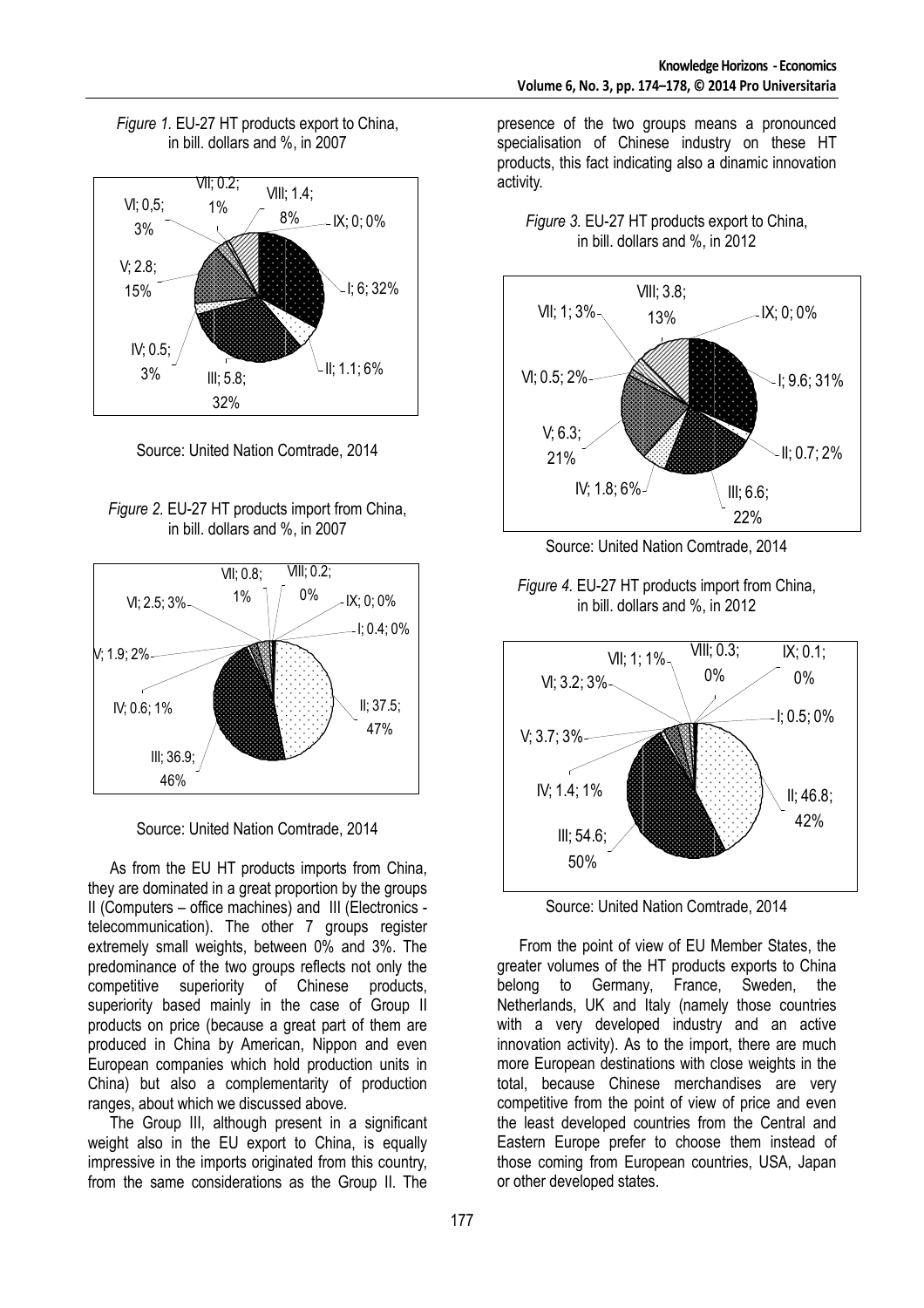*Figure 1.* EU-27 HT products export to China, in bill. dollars and %, in 2007

Source: United Nation Comtrade, 2014

*Figure 2.* EU-27 HT products import from China, in bill. dollars and %, in 2007

Source: United Nation Comtrade, 2014

As from the EU HT products imports from China, they are dominated in a great proportion by the groups II (Computers – office machines) and III (Electronics - telecommunication). The other 7 groups register extremely small weights, between 0% and 3%. The predominance of the two groups reflects not only the competitive superiority of Chinese products, superiority based mainly in the case of Group II products on price (because a great part of them are produced in China by American, Nippon and even European companies which hold production units in China) but also a complementarity of production ranges, about which we discussed above.

The Group III, although present in a significant weight also in the EU export to China, is equally impressive in the imports originated from this country, from the same considerations as the Group II. The presence of the two groups means a pronounced specialisation of Chinese industry on these HT products, this fact indicating also a dinamic innovation activity.

*Figure 3.* EU-27 HT products export to China, in bill. dollars and %, in 2012

Source: United Nation Comtrade, 2014

*Figure 4.* EU-27 HT products import from China, in bill. dollars and %, in 2012

Source: United Nation Comtrade, 2014

From the point of view of EU Member States, the greater volumes of the HT products exports to China belong to Germany, France, Sweden, the Netherlands, UK and Italy (namely those countries with a very developed industry and an active innovation activity). As to the import, there are much more European destinations with close weights in the total, because Chinese merchandises are very competitive from the point of view of price and even the least developed countries from the Central and Eastern Europe prefer to choose them instead of those coming from European countries, USA, Japan or other developed states.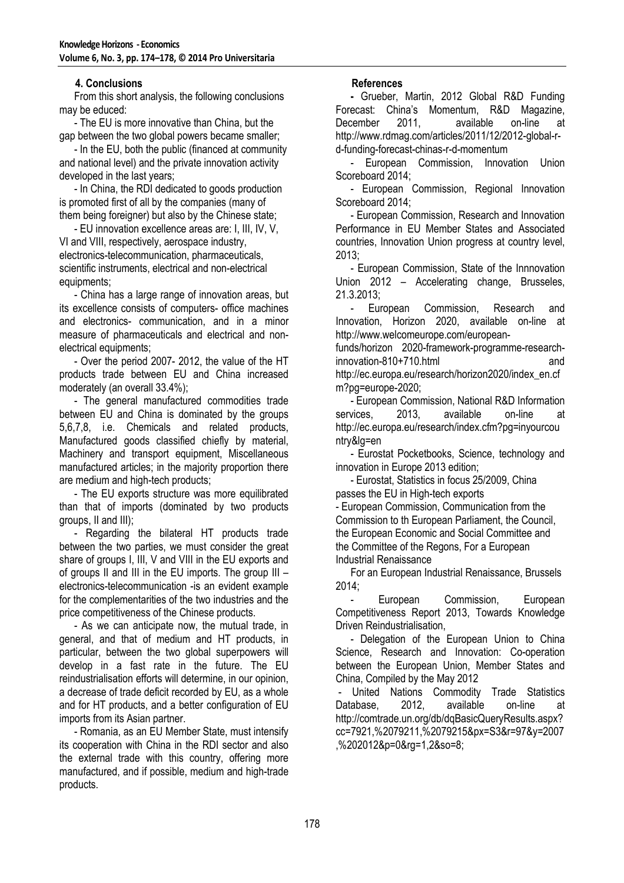## 4. Conclusions

From this short analysis, the following conclusions may be educed:

- The EU is more innovative than China, but the gap between the two global powers became smaller;
- In the EU, both the public (financed at community and national level) and the private innovation activity developed in the last years;
- In China, the RDI dedicated to goods production is promoted first of all by the companies (many of them being foreigner) but also by the Chinese state;
- EU innovation excellence areas are: I, III, IV, V, VI and VIII, respectively, aerospace industry, electronics-telecommunication, pharmaceuticals, scientific instruments, electrical and non-electrical equipments;
- China has a large range of innovation areas, but its excellence consists of computers- office machines and electronics- communication, and in a minor measure of pharmaceuticals and electrical and non-electrical equipments;
- Over the period 2007- 2012, the value of the HT products trade between EU and China increased moderately (an overall 33.4%);
- The general manufactured commodities trade between EU and China is dominated by the groups 5,6,7,8, i.e. Chemicals and related products, Manufactured goods classified chiefly by material, Machinery and transport equipment, Miscellaneous manufactured articles; in the majority proportion there are medium and high-tech products;
- The EU exports structure was more equilibrated than that of imports (dominated by two products groups, II and III);
- Regarding the bilateral HT products trade between the two parties, we must consider the great share of groups I, III, V and VIII in the EU exports and of groups II and III in the EU imports. The group III – electronics-telecommunication -is an evident example for the complementarities of the two industries and the price competitiveness of the Chinese products.
- As we can anticipate now, the mutual trade, in general, and that of medium and HT products, in particular, between the two global superpowers will develop in a fast rate in the future. The EU reindustrialisation efforts will determine, in our opinion, a decrease of trade deficit recorded by EU, as a whole and for HT products, and a better configuration of EU imports from its Asian partner.
- Romania, as an EU Member State, must intensify its cooperation with China in the RDI sector and also the external trade with this country, offering more manufactured, and if possible, medium and high-trade products.

## References

- Grueber, Martin, 2012 Global R&D Funding Forecast: China's Momentum, R&D Magazine, December 2011, available on-line at http://www.rdmag.com/articles/2011/12/2012-global-r-d-funding-forecast-chinas-r-d-momentum
- European Commission, Innovation Union Scoreboard 2014;
- European Commission, Regional Innovation Scoreboard 2014;
- European Commission, Research and Innovation Performance in EU Member States and Associated countries, Innovation Union progress at country level, 2013;
- European Commission, State of the Innnovation Union 2012 – Accelerating change, Brusseles, 21.3.2013;
- European Commission, Research and Innovation, Horizon 2020, available on-line at http://www.welcomeurope.com/european-funds/horizon 2020-framework-programme-research-innovation-810+710.html and http://ec.europa.eu/research/horizon2020/index_en.cfm?pg=europe-2020;
- European Commission, National R&D Information services, 2013, available on-line at http://ec.europa.eu/research/index.cfm?pg=inyourcountry&lg=en
- Eurostat Pocketbooks, Science, technology and innovation in Europe 2013 edition;
- Eurostat, Statistics in focus 25/2009, China passes the EU in High-tech exports
- European Commission, Communication from the Commission to th European Parliament, the Council, the European Economic and Social Committee and the Committee of the Regons, For a European Industrial Renaissance

  For an European Industrial Renaissance, Brussels 2014;
- European Commission, European Competitiveness Report 2013, Towards Knowledge Driven Reindustrialisation,
- Delegation of the European Union to China Science, Research and Innovation: Co-operation between the European Union, Member States and China, Compiled by the May 2012
- United Nations Commodity Trade Statistics Database, 2012, available on-line at http://comtrade.un.org/db/dqBasicQueryResults.aspx?cc=7921,%2079211,%2079215&px=S3&r=97&y=2007,%202012&p=0&rg=1,2&so=8;